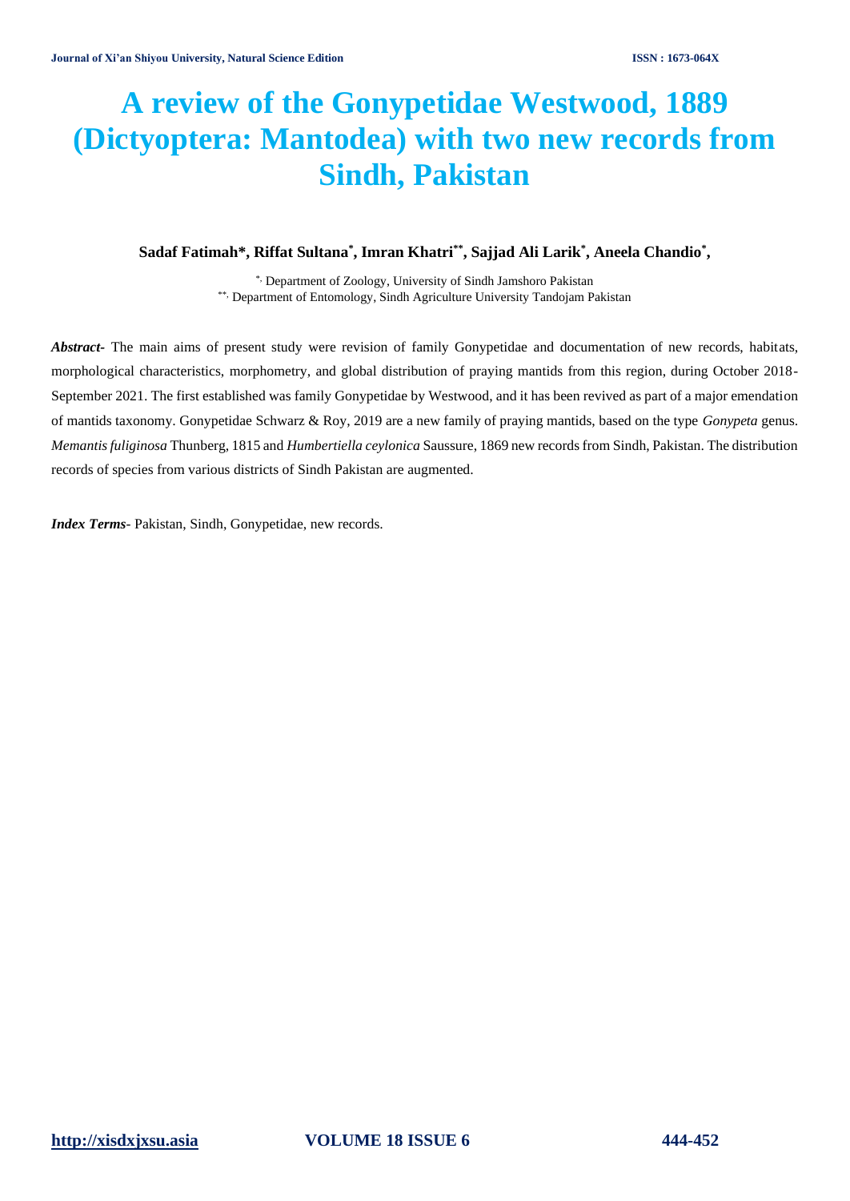# A review of the Gonypetidae Westwood, 1889 (Dictyoptera: Mantodea) with two new records from Sindh, Pakistan

**Sadaf Fatimah\*, Riffat Sultana\*, Imran Khatri\*\*, Sajjad Ali Larik\*, Aneela Chandio\*,**

\*, Department of Zoology, University of Sindh Jamshoro Pakistan
\*\*, Department of Entomology, Sindh Agriculture University Tandojam Pakistan

***Abstract***- The main aims of present study were revision of family Gonypetidae and documentation of new records, habitats, morphological characteristics, morphometry, and global distribution of praying mantids from this region, during October 2018-September 2021. The first established was family Gonypetidae by Westwood, and it has been revived as part of a major emendation of mantids taxonomy. Gonypetidae Schwarz & Roy, 2019 are a new family of praying mantids, based on the type *Gonypeta* genus. *Memantis fuliginosa* Thunberg, 1815 and *Humbertiella ceylonica* Saussure, 1869 new records from Sindh, Pakistan. The distribution records of species from various districts of Sindh Pakistan are augmented.

***Index Terms***- Pakistan, Sindh, Gonypetidae, new records.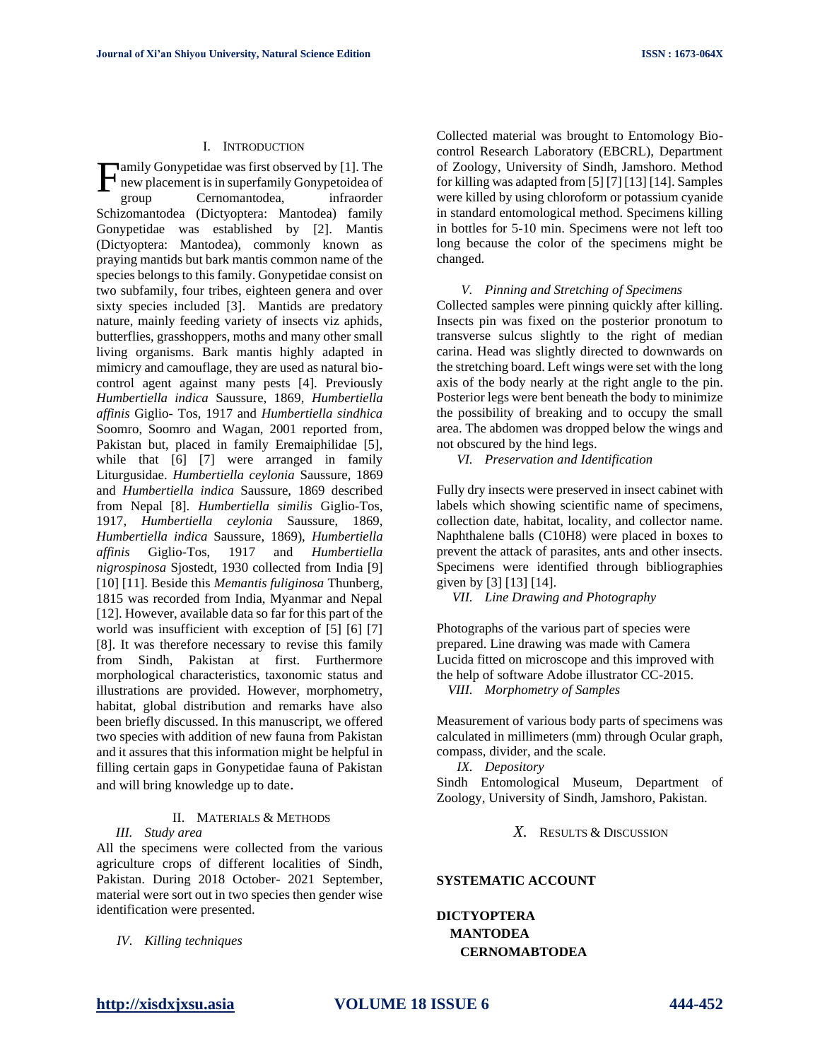## I. Introduction

Family Gonypetidae was first observed by [1]. The new placement is in superfamily Gonypetoidea of group Cernomantodea, infraorder Schizomantodea (Dictyoptera: Mantodea) family Gonypetidae was established by [2]. Mantis (Dictyoptera: Mantodea), commonly known as praying mantids but bark mantis common name of the species belongs to this family. Gonypetidae consist on two subfamily, four tribes, eighteen genera and over sixty species included [3]. Mantids are predatory nature, mainly feeding variety of insects viz aphids, butterflies, grasshoppers, moths and many other small living organisms. Bark mantis highly adapted in mimicry and camouflage, they are used as natural bio-control agent against many pests [4]. Previously *Humbertiella indica* Saussure, 1869, *Humbertiella affinis* Giglio- Tos, 1917 and *Humbertiella sindhica* Soomro, Soomro and Wagan, 2001 reported from, Pakistan but, placed in family Eremaiphilidae [5], while that [6] [7] were arranged in family Liturgusidae. *Humbertiella ceylonia* Saussure, 1869 and *Humbertiella indica* Saussure, 1869 described from Nepal [8]. *Humbertiella similis* Giglio-Tos, 1917, *Humbertiella ceylonia* Saussure, 1869, *Humbertiella indica* Saussure, 1869), *Humbertiella affinis* Giglio-Tos, 1917 and *Humbertiella nigrospinosa* Sjostedt, 1930 collected from India [9] [10] [11]. Beside this *Memantis fuliginosa* Thunberg, 1815 was recorded from India, Myanmar and Nepal [12]. However, available data so far for this part of the world was insufficient with exception of [5] [6] [7] [8]. It was therefore necessary to revise this family from Sindh, Pakistan at first. Furthermore morphological characteristics, taxonomic status and illustrations are provided. However, morphometry, habitat, global distribution and remarks have also been briefly discussed. In this manuscript, we offered two species with addition of new fauna from Pakistan and it assures that this information might be helpful in filling certain gaps in Gonypetidae fauna of Pakistan and will bring knowledge up to date.

## II. Materials & Methods

### III. Study area

All the specimens were collected from the various agriculture crops of different localities of Sindh, Pakistan. During 2018 October- 2021 September, material were sort out in two species then gender wise identification were presented.

### IV. Killing techniques

Collected material was brought to Entomology Bio-control Research Laboratory (EBCRL), Department of Zoology, University of Sindh, Jamshoro. Method for killing was adapted from [5] [7] [13] [14]. Samples were killed by using chloroform or potassium cyanide in standard entomological method. Specimens killing in bottles for 5-10 min. Specimens were not left too long because the color of the specimens might be changed.

### V. Pinning and Stretching of Specimens

Collected samples were pinning quickly after killing. Insects pin was fixed on the posterior pronotum to transverse sulcus slightly to the right of median carina. Head was slightly directed to downwards on the stretching board. Left wings were set with the long axis of the body nearly at the right angle to the pin. Posterior legs were bent beneath the body to minimize the possibility of breaking and to occupy the small area. The abdomen was dropped below the wings and not obscured by the hind legs.

### VI. Preservation and Identification

Fully dry insects were preserved in insect cabinet with labels which showing scientific name of specimens, collection date, habitat, locality, and collector name. Naphthalene balls ($C_{10}H_8$) were placed in boxes to prevent the attack of parasites, ants and other insects. Specimens were identified through bibliographies given by [3] [13] [14].

### VII. Line Drawing and Photography

Photographs of the various part of species were prepared. Line drawing was made with Camera Lucida fitted on microscope and this improved with the help of software Adobe illustrator CC-2015.

### VIII. Morphometry of Samples

Measurement of various body parts of specimens was calculated in millimeters (mm) through Ocular graph, compass, divider, and the scale.

### IX. Depository

Sindh Entomological Museum, Department of Zoology, University of Sindh, Jamshoro, Pakistan.

## X. Results & Discussion

**SYSTEMATIC ACCOUNT**

**DICTYOPTERA**
**MANTODEA**
**CERNOMABTODEA**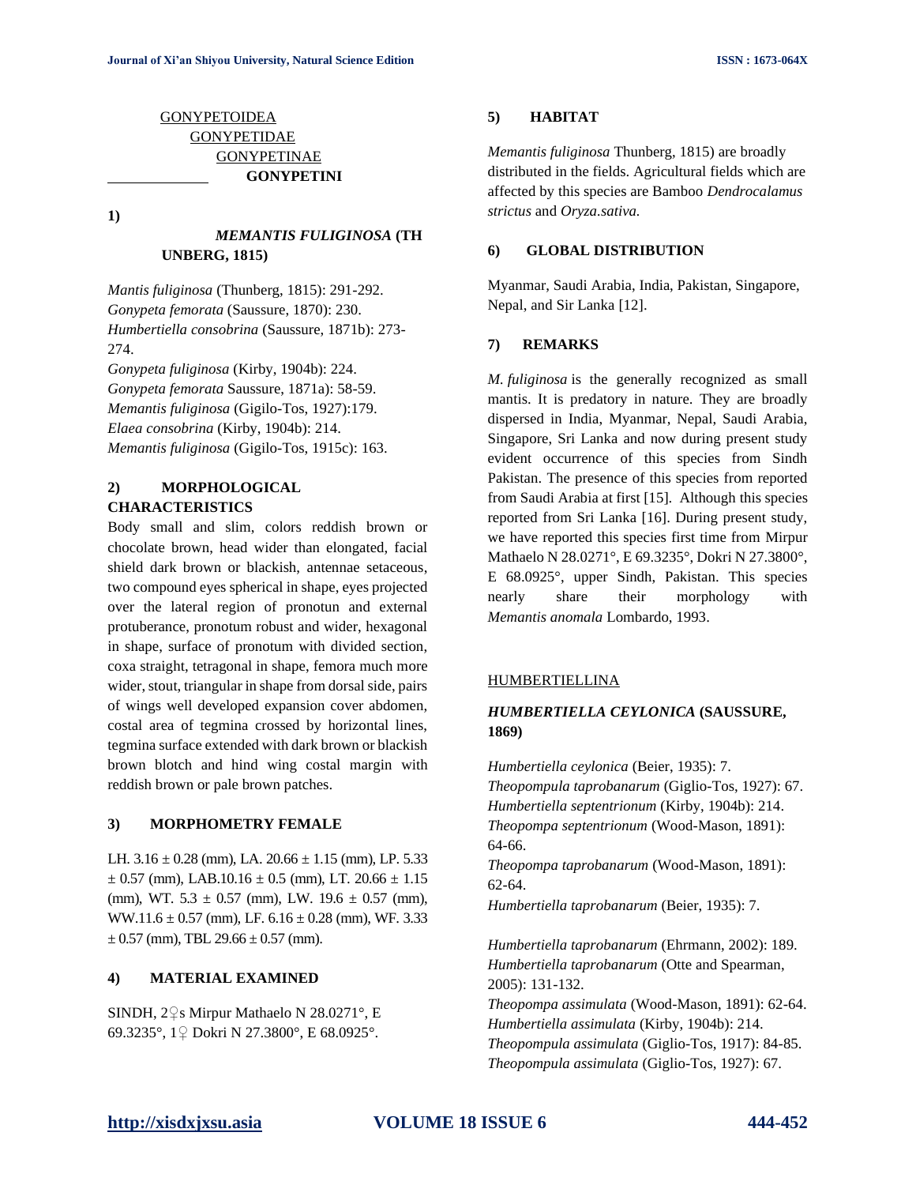GONYPETOIDEA

GONYPETIDAE

GONYPETINAE

**GONYPETINI**

**1)**

***MEMANTIS FULIGINOSA* (THUNBERG, 1815)**

*Mantis fuliginosa* (Thunberg, 1815): 291-292.
*Gonypeta femorata* (Saussure, 1870): 230.
*Humbertiella consobrina* (Saussure, 1871b): 273-274.
*Gonypeta fuliginosa* (Kirby, 1904b): 224.
*Gonypeta femorata* Saussure, 1871a): 58-59.
*Memantis fuliginosa* (Gigilo-Tos, 1927):179.
*Elaea consobrina* (Kirby, 1904b): 214.
*Memantis fuliginosa* (Gigilo-Tos, 1915c): 163.

**2) MORPHOLOGICAL CHARACTERISTICS**

Body small and slim, colors reddish brown or chocolate brown, head wider than elongated, facial shield dark brown or blackish, antennae setaceous, two compound eyes spherical in shape, eyes projected over the lateral region of pronotun and external protuberance, pronotum robust and wider, hexagonal in shape, surface of pronotum with divided section, coxa straight, tetragonal in shape, femora much more wider, stout, triangular in shape from dorsal side, pairs of wings well developed expansion cover abdomen, costal area of tegmina crossed by horizontal lines, tegmina surface extended with dark brown or blackish brown blotch and hind wing costal margin with reddish brown or pale brown patches.

**3) MORPHOMETRY FEMALE**

LH. 3.16 ± 0.28 (mm), LA. 20.66 ± 1.15 (mm), LP. 5.33 ± 0.57 (mm), LAB.10.16 ± 0.5 (mm), LT. 20.66 ± 1.15 (mm), WT. 5.3 ± 0.57 (mm), LW. 19.6 ± 0.57 (mm), WW.11.6 ± 0.57 (mm), LF. 6.16 ± 0.28 (mm), WF. 3.33 ± 0.57 (mm), TBL 29.66 ± 0.57 (mm).

**4) MATERIAL EXAMINED**

SINDH, 2♀s Mirpur Mathaelo N 28.0271°, E 69.3235°, 1♀ Dokri N 27.3800°, E 68.0925°.

**5) HABITAT**

*Memantis fuliginosa* Thunberg, 1815) are broadly distributed in the fields. Agricultural fields which are affected by this species are Bamboo *Dendrocalamus strictus* and *Oryza.sativa.*

**6) GLOBAL DISTRIBUTION**

Myanmar, Saudi Arabia, India, Pakistan, Singapore, Nepal, and Sir Lanka [12].

**7) REMARKS**

*M. fuliginosa* is the generally recognized as small mantis. It is predatory in nature. They are broadly dispersed in India, Myanmar, Nepal, Saudi Arabia, Singapore, Sri Lanka and now during present study evident occurrence of this species from Sindh Pakistan. The presence of this species from reported from Saudi Arabia at first [15]. Although this species reported from Sri Lanka [16]. During present study, we have reported this species first time from Mirpur Mathaelo N 28.0271°, E 69.3235°, Dokri N 27.3800°, E 68.0925°, upper Sindh, Pakistan. This species nearly share their morphology with *Memantis anomala* Lombardo, 1993.

HUMBERTIELLINA

***HUMBERTIELLA CEYLONICA* (SAUSSURE, 1869)**

*Humbertiella ceylonica* (Beier, 1935): 7.
*Theopompula taprobanarum* (Giglio-Tos, 1927): 67.
*Humbertiella septentrionum* (Kirby, 1904b): 214.
*Theopompa septentrionum* (Wood-Mason, 1891): 64-66.
*Theopompa taprobanarum* (Wood-Mason, 1891): 62-64.
*Humbertiella taprobanarum* (Beier, 1935): 7.

*Humbertiella taprobanarum* (Ehrmann, 2002): 189.
*Humbertiella taprobanarum* (Otte and Spearman, 2005): 131-132.
*Theopompa assimulata* (Wood-Mason, 1891): 62-64.
*Humbertiella assimulata* (Kirby, 1904b): 214.
*Theopompula assimulata* (Giglio-Tos, 1917): 84-85.
*Theopompula assimulata* (Giglio-Tos, 1927): 67.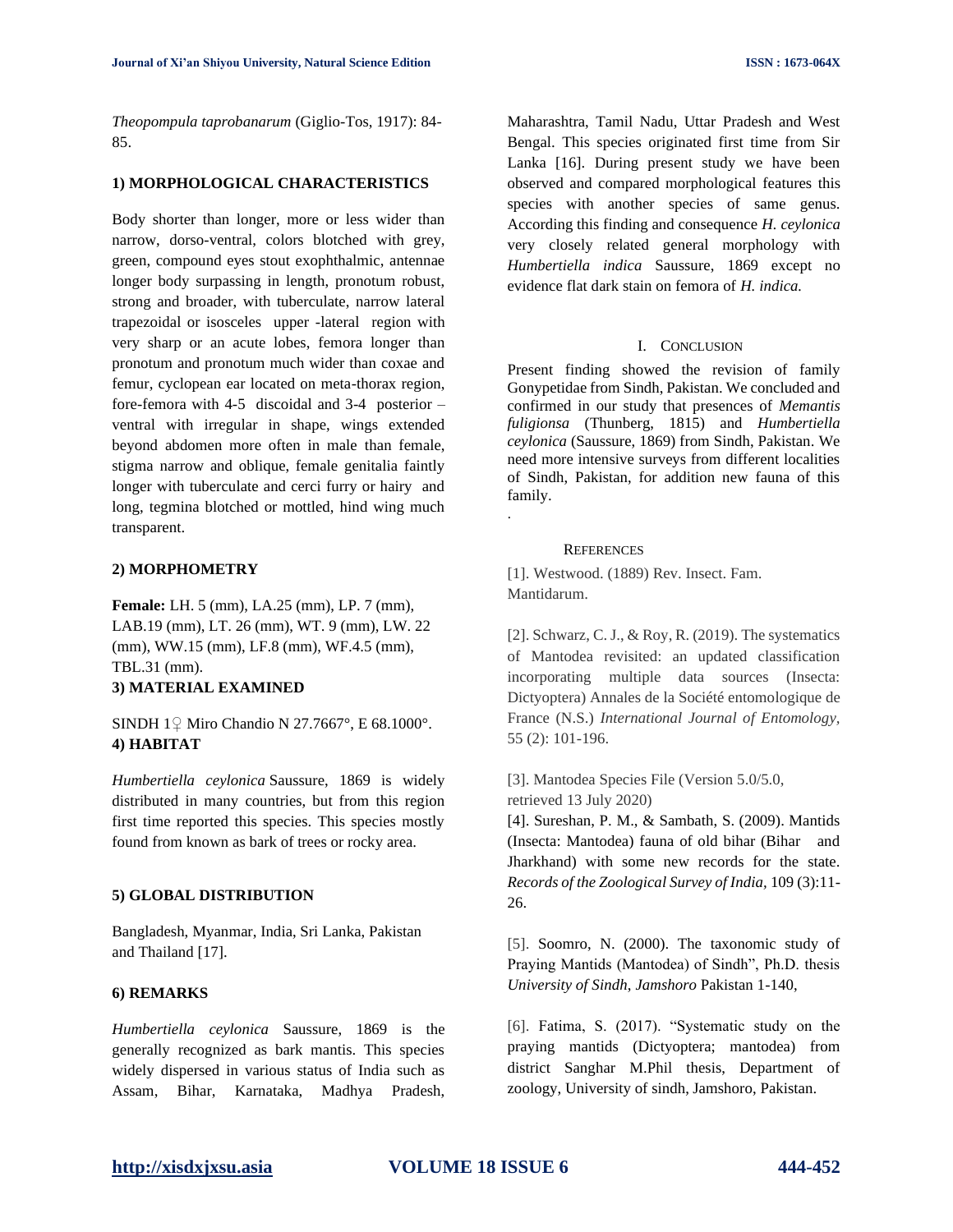*Theopompula taprobanarum* (Giglio-Tos, 1917): 84-85.

**1) MORPHOLOGICAL CHARACTERISTICS**

Body shorter than longer, more or less wider than narrow, dorso-ventral, colors blotched with grey, green, compound eyes stout exophthalmic, antennae longer body surpassing in length, pronotum robust, strong and broader, with tuberculate, narrow lateral trapezoidal or isosceles upper -lateral region with very sharp or an acute lobes, femora longer than pronotum and pronotum much wider than coxae and femur, cyclopean ear located on meta-thorax region, fore-femora with 4-5 discoidal and 3-4 posterior –ventral with irregular in shape, wings extended beyond abdomen more often in male than female, stigma narrow and oblique, female genitalia faintly longer with tuberculate and cerci furry or hairy and long, tegmina blotched or mottled, hind wing much transparent.

**2) MORPHOMETRY**

**Female:** LH. 5 (mm), LA.25 (mm), LP. 7 (mm), LAB.19 (mm), LT. 26 (mm), WT. 9 (mm), LW. 22 (mm), WW.15 (mm), LF.8 (mm), WF.4.5 (mm), TBL.31 (mm).

**3) MATERIAL EXAMINED**

SINDH 1♀ Miro Chandio N 27.7667°, E 68.1000°.

**4) HABITAT**

*Humbertiella ceylonica* Saussure, 1869 is widely distributed in many countries, but from this region first time reported this species. This species mostly found from known as bark of trees or rocky area.

**5) GLOBAL DISTRIBUTION**

Bangladesh, Myanmar, India, Sri Lanka, Pakistan and Thailand [17].

**6) REMARKS**

*Humbertiella ceylonica* Saussure, 1869 is the generally recognized as bark mantis. This species widely dispersed in various status of India such as Assam, Bihar, Karnataka, Madhya Pradesh, Maharashtra, Tamil Nadu, Uttar Pradesh and West Bengal. This species originated first time from Sir Lanka [16]. During present study we have been observed and compared morphological features this species with another species of same genus. According this finding and consequence *H. ceylonica* very closely related general morphology with *Humbertiella indica* Saussure, 1869 except no evidence flat dark stain on femora of *H. indica.*

## I. CONCLUSION

Present finding showed the revision of family Gonypetidae from Sindh, Pakistan. We concluded and confirmed in our study that presences of *Memantis fuligionsa* (Thunberg, 1815) and *Humbertiella ceylonica* (Saussure, 1869) from Sindh, Pakistan. We need more intensive surveys from different localities of Sindh, Pakistan, for addition new fauna of this family.

.

## REFERENCES

[1]. Westwood. (1889) Rev. Insect. Fam. Mantidarum.

[2]. Schwarz, C. J., & Roy, R. (2019). The systematics of Mantodea revisited: an updated classification incorporating multiple data sources (Insecta: Dictyoptera) Annales de la Société entomologique de France (N.S.) *International Journal of Entomology,* 55 (2): 101-196.

[3]. Mantodea Species File (Version 5.0/5.0, retrieved 13 July 2020)

[4]. Sureshan, P. M., & Sambath, S. (2009). Mantids (Insecta: Mantodea) fauna of old bihar (Bihar and Jharkhand) with some new records for the state. *Records of the Zoological Survey of India,* 109 (3):11-26.

[5]. Soomro, N. (2000). The taxonomic study of Praying Mantids (Mantodea) of Sindh", Ph.D. thesis *University of Sindh, Jamshoro* Pakistan 1-140,

[6]. Fatima, S. (2017). "Systematic study on the praying mantids (Dictyoptera; mantodea) from district Sanghar M.Phil thesis, Department of zoology, University of sindh, Jamshoro, Pakistan.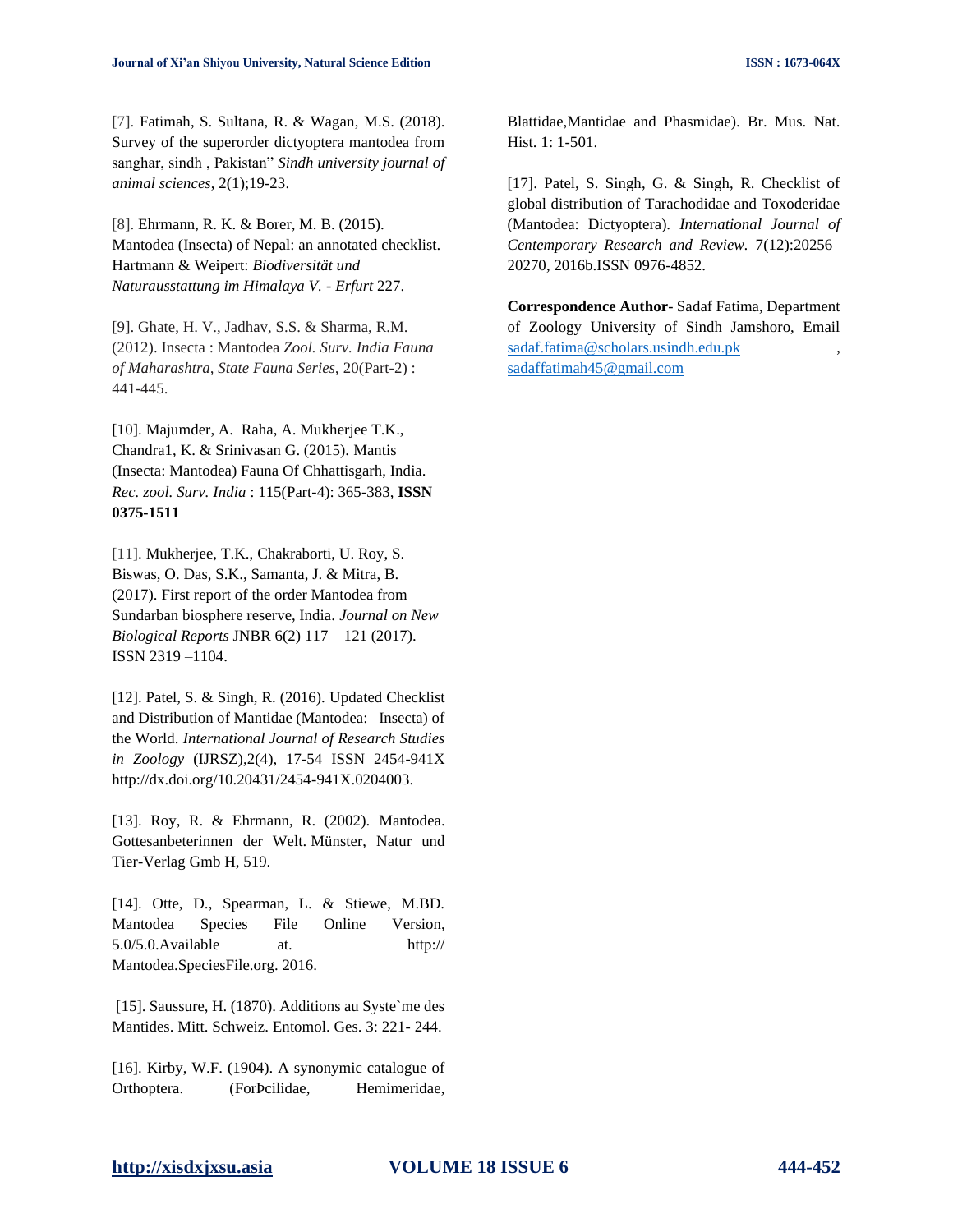[7]. Fatimah, S. Sultana, R. & Wagan, M.S. (2018). Survey of the superorder dictyoptera mantodea from sanghar, sindh , Pakistan" *Sindh university journal of animal sciences*, 2(1);19-23.

[8]. Ehrmann, R. K. & Borer, M. B. (2015). Mantodea (Insecta) of Nepal: an annotated checklist. Hartmann & Weipert: *Biodiversität und Naturausstattung im Himalaya V. - Erfurt* 227.

[9]. Ghate, H. V., Jadhav, S.S. & Sharma, R.M. (2012). Insecta : Mantodea *Zool. Surv. India Fauna of Maharashtra, State Fauna Series,* 20(Part-2) : 441-445.

[10]. Majumder, A. Raha, A. Mukherjee T.K., Chandra1, K. & Srinivasan G. (2015). Mantis (Insecta: Mantodea) Fauna Of Chhattisgarh, India. *Rec. zool. Surv. India* : 115(Part-4): 365-383, **ISSN 0375-1511**

[11]. Mukherjee, T.K., Chakraborti, U. Roy, S. Biswas, O. Das, S.K., Samanta, J. & Mitra, B. (2017). First report of the order Mantodea from Sundarban biosphere reserve, India. *Journal on New Biological Reports* JNBR 6(2) 117 – 121 (2017). ISSN 2319 –1104.

[12]. Patel, S. & Singh, R. (2016). Updated Checklist and Distribution of Mantidae (Mantodea: Insecta) of the World. *International Journal of Research Studies in Zoology* (IJRSZ),2(4), 17-54 ISSN 2454-941X http://dx.doi.org/10.20431/2454-941X.0204003.

[13]. Roy, R. & Ehrmann, R. (2002). Mantodea. Gottesanbeterinnen der Welt. Münster, Natur und Tier-Verlag Gmb H, 519.

[14]. Otte, D., Spearman, L. & Stiewe, M.BD. Mantodea Species File Online Version, 5.0/5.0.Available at. http:// Mantodea.SpeciesFile.org. 2016.

[15]. Saussure, H. (1870). Additions au Syste`me des Mantides. Mitt. Schweiz. Entomol. Ges. 3: 221- 244.

[16]. Kirby, W.F. (1904). A synonymic catalogue of Orthoptera. (ForÞcilidae, Hemimeridae, Blattidae,Mantidae and Phasmidae). Br. Mus. Nat. Hist. 1: 1-501.

[17]. Patel, S. Singh, G. & Singh, R. Checklist of global distribution of Tarachodidae and Toxoderidae (Mantodea: Dictyoptera). *International Journal of Centemporary Research and Review.* 7(12):20256–20270, 2016b.ISSN 0976-4852.

**Correspondence Author**- Sadaf Fatima, Department of Zoology University of Sindh Jamshoro, Email sadaf.fatima@scholars.usindh.edu.pk , sadaffatimah45@gmail.com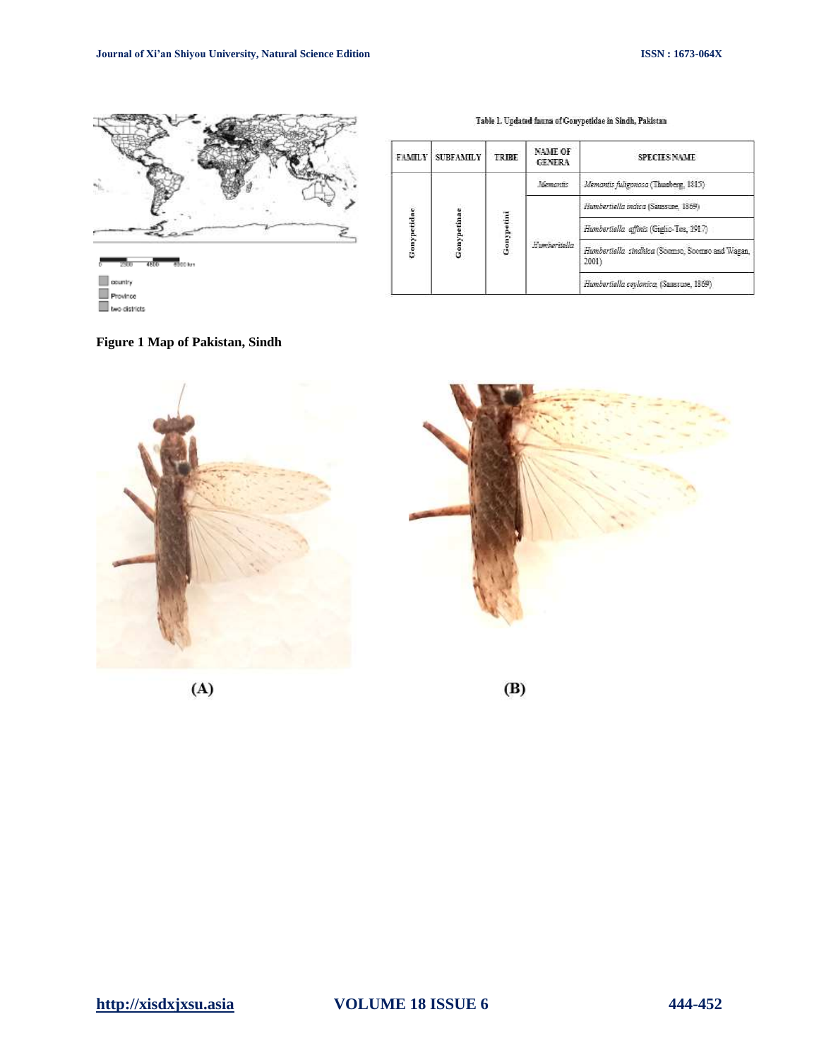Table 1. Updated fauna of Gonypetidae in Sindh, Pakistan

| FAMILY | SUBFAMILY | TRIBE | NAME OF GENERA | SPECIES NAME |
|---|---|---|---|---|
| Gonypetidae | Gonypetinae | Gonypetini | *Memantis* | *Memantis fuligonosa* (Thunberg, 1815) |
| | | | *Humbertiella* | *Humbertiella indica* (Saussure, 1869) |
| | | | | *Humbertiella affinis* (Giglio-Tos, 1917) |
| | | | | *Humbertiella sindhica* (Soomro, Soomro and Wagan, 2001) |
| | | | | *Humbertiella ceylonica* (Saussure, 1869) |

**Figure 1 Map of Pakistan, Sindh**

(A)

(B)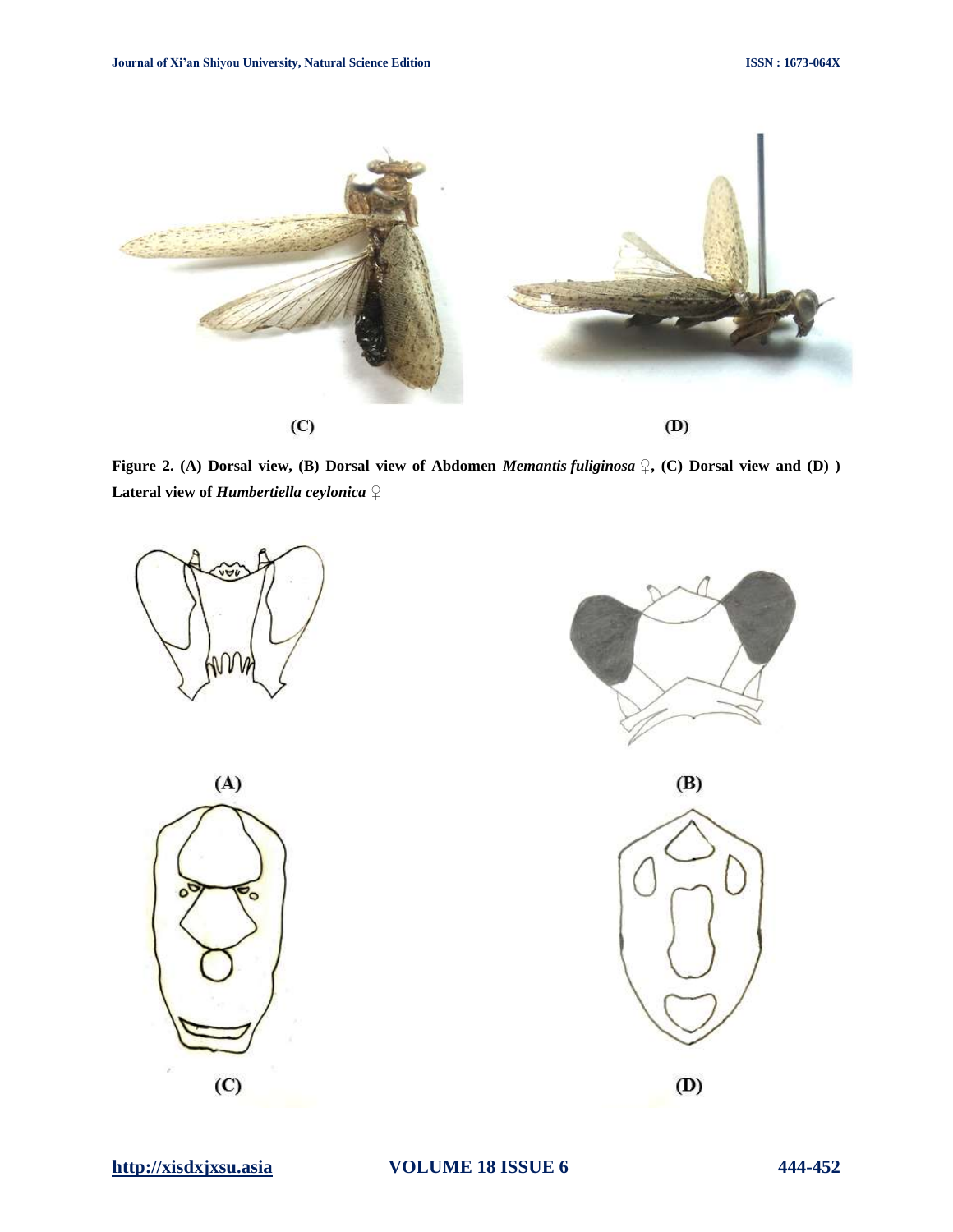(C)

(D)

**Figure 2. (A) Dorsal view, (B) Dorsal view of Abdomen *Memantis fuliginosa* ♀, (C) Dorsal view and (D) ) Lateral view of *Humbertiella ceylonica* ♀**

(A)

(B)

(C)

(D)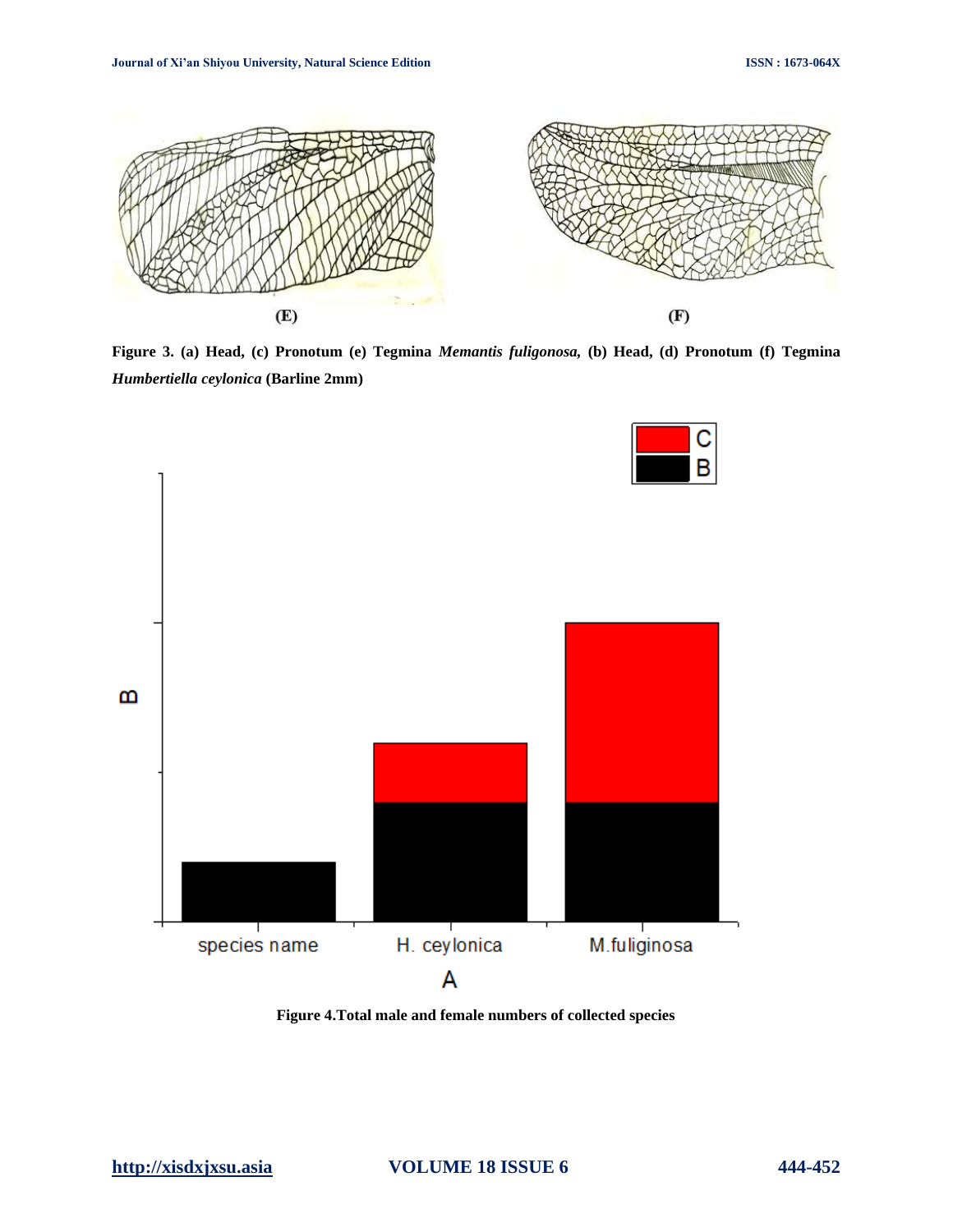**Figure 3. (a) Head, (c) Pronotum (e) Tegmina *Memantis fuliginosa,* (b) Head, (d) Pronotum (f) Tegmina *Humbertiella ceylonica* (Barline 2mm)**

**Figure 4.Total male and female numbers of collected species**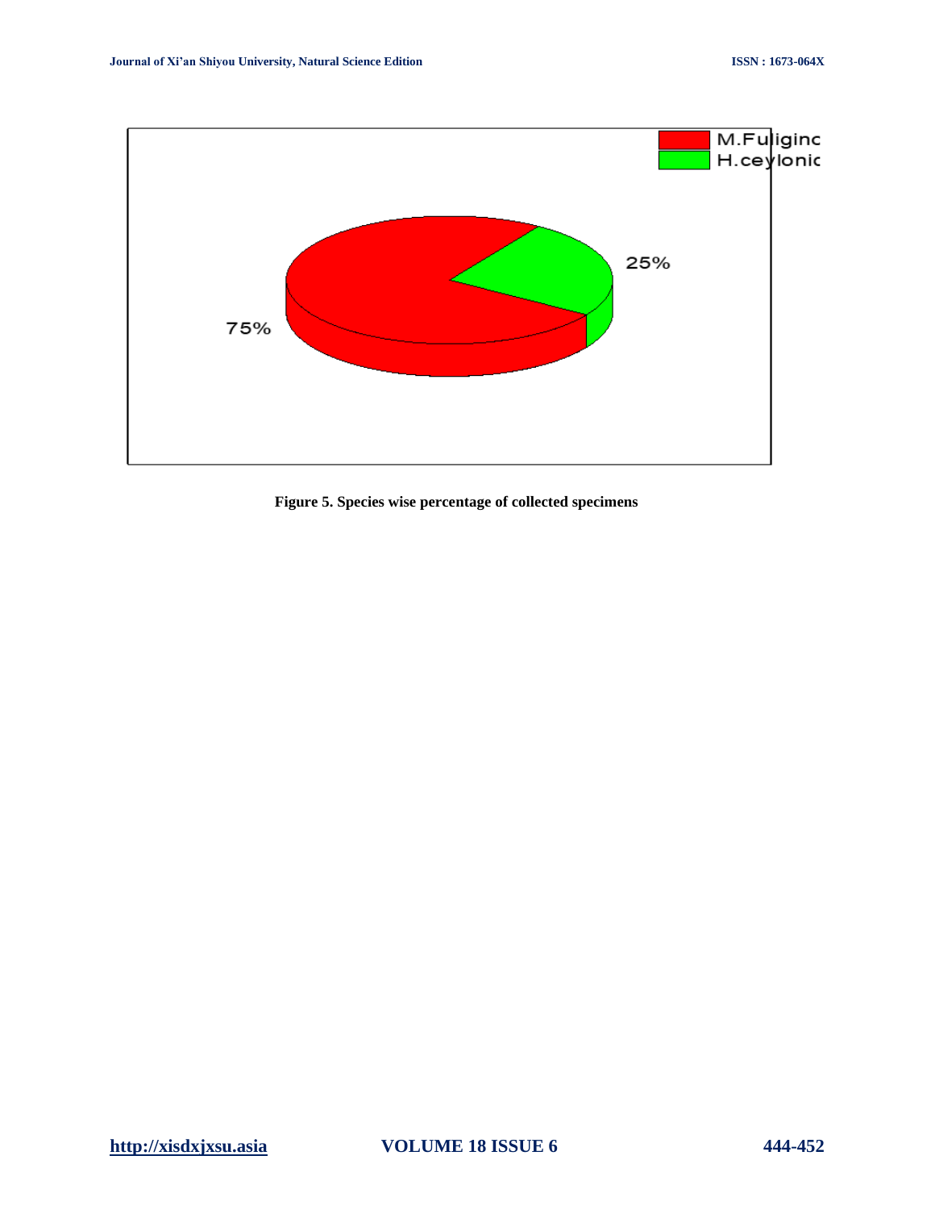M.Fuliginc
H.ceylonic
25%
75%

**Figure 5. Species wise percentage of collected specimens**